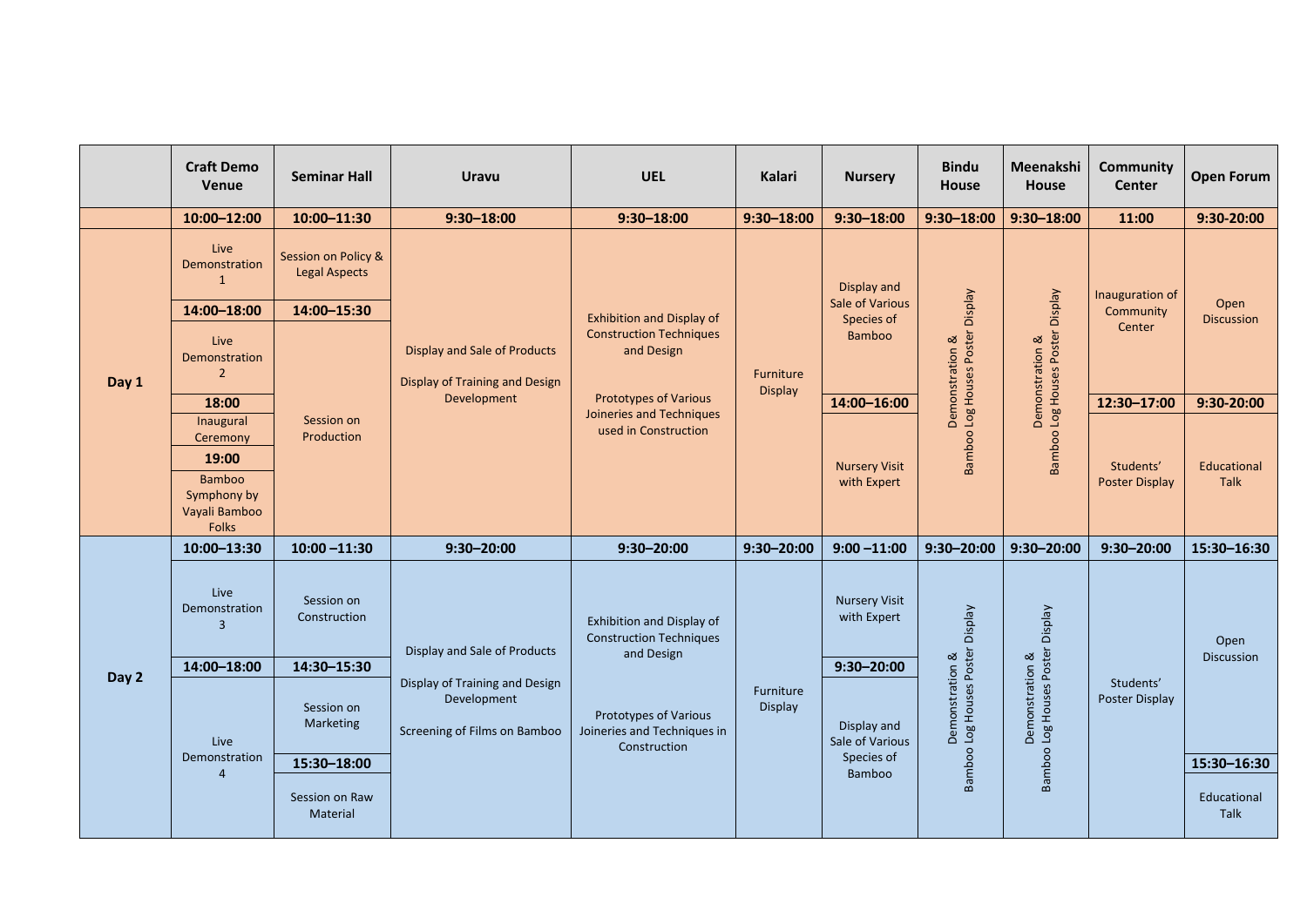| | Craft Demo Venue | Seminar Hall | Uravu | UEL | Kalari | Nursery | Bindu House | Meenakshi House | Community Center | Open Forum |
|---|---|---|---|---|---|---|---|---|---|---|
| | **10:00–12:00** | **10:00–11:30** | **9:30–18:00** | **9:30–18:00** | **9:30–18:00** | **9:30–18:00** | **9:30–18:00** | **9:30–18:00** | **11:00** | **9:30-20:00** |
| **Day 1** | Live Demonstration 1 | Session on Policy & Legal Aspects | Display and Sale of Products<br><br>Display of Training and Design Development | Exhibition and Display of Construction Techniques and Design<br><br>Prototypes of Various Joineries and Techniques used in Construction | Furniture Display | Display and Sale of Various Species of Bamboo | Demonstration & Bamboo Log Houses Poster Display | Demonstration & Bamboo Log Houses Poster Display | Inauguration of Community Center | Open Discussion |
| | **14:00–18:00** | **14:00–15:30** | | | | | | | | |
| | Live Demonstration 2 | Session on Production | | | | | | | | |
| | **18:00** | | | | | **14:00–16:00** | | | **12:30–17:00** | **9:30-20:00** |
| | Inaugural Ceremony | | | | | Nursery Visit with Expert | | | Students' Poster Display | Educational Talk |
| | **19:00** | | | | | | | | | |
| | Bamboo Symphony by Vayali Bamboo Folks | | | | | | | | | |
| | **10:00–13:30** | **10:00 –11:30** | **9:30–20:00** | **9:30–20:00** | **9:30–20:00** | **9:00 –11:00** | **9:30–20:00** | **9:30–20:00** | **9:30–20:00** | **15:30–16:30** |
| **Day 2** | Live Demonstration 3 | Session on Construction | Display and Sale of Products<br><br>Display of Training and Design Development<br><br>Screening of Films on Bamboo | Exhibition and Display of Construction Techniques and Design<br><br>Prototypes of Various Joineries and Techniques in Construction | Furniture Display | Nursery Visit with Expert | Demonstration & Bamboo Log Houses Poster Display | Demonstration & Bamboo Log Houses Poster Display | Students' Poster Display | Open Discussion |
| | **14:00–18:00** | **14:30–15:30** | | | | **9:30–20:00** | | | | |
| | Live Demonstration 4 | Session on Marketing | | | | Display and Sale of Various Species of Bamboo | | | | |
| | | **15:30–18:00** | | | | | | | | **15:30–16:30** |
| | | Session on Raw Material | | | | | | | | Educational Talk |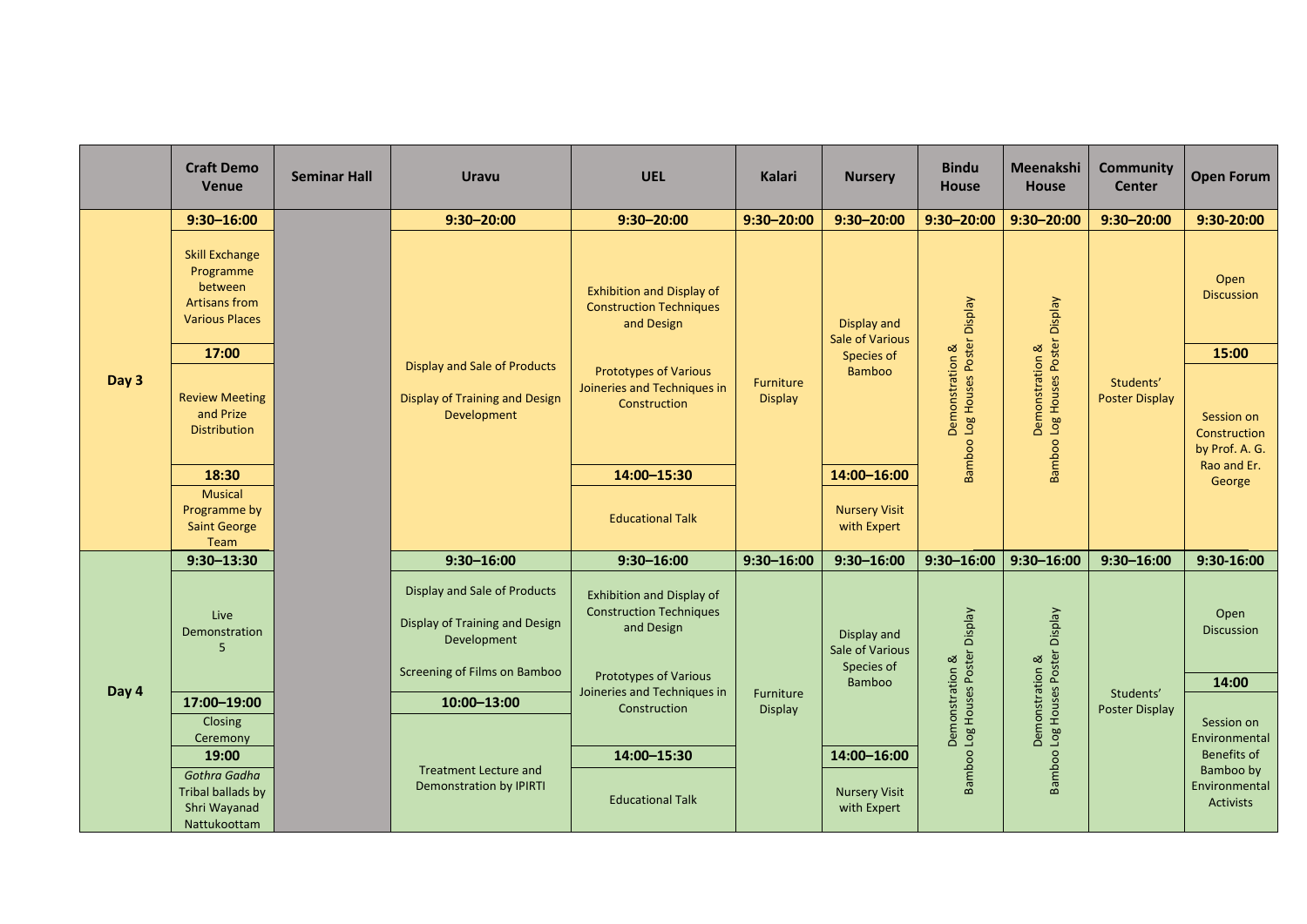| | Craft Demo Venue | Seminar Hall | Uravu | UEL | Kalari | Nursery | Bindu House | Meenakshi House | Community Center | Open Forum |
|---|---|---|---|---|---|---|---|---|---|---|
| Day 3 | 9:30–16:00 | | 9:30–20:00 | 9:30–20:00 | 9:30–20:00 | 9:30–20:00 | 9:30–20:00 | 9:30–20:00 | 9:30–20:00 | 9:30-20:00 |
| | Skill Exchange Programme between Artisans from Various Places | | Display and Sale of Products<br>Display of Training and Design Development | Exhibition and Display of Construction Techniques and Design<br>Prototypes of Various Joineries and Techniques in Construction | Furniture Display | Display and Sale of Various Species of Bamboo | Demonstration & Bamboo Log Houses Poster Display | Demonstration & Bamboo Log Houses Poster Display | Students' Poster Display | Open Discussion |
| | 17:00 | | | | | | | | | 15:00 |
| | Review Meeting and Prize Distribution | | | | | | | | | Session on Construction by Prof. A. G. Rao and Er. George |
| | 18:30 | | | 14:00–15:30 | | 14:00–16:00 | | | | |
| | Musical Programme by Saint George Team | | | Educational Talk | | Nursery Visit with Expert | | | | |
| Day 4 | 9:30–13:30 | | 9:30–16:00 | 9:30–16:00 | 9:30–16:00 | 9:30–16:00 | 9:30–16:00 | 9:30–16:00 | 9:30–16:00 | 9:30-16:00 |
| | Live Demonstration 5 | | Display and Sale of Products<br>Display of Training and Design Development<br>Screening of Films on Bamboo | Exhibition and Display of Construction Techniques and Design<br>Prototypes of Various Joineries and Techniques in Construction | Furniture Display | Display and Sale of Various Species of Bamboo | Demonstration & Bamboo Log Houses Poster Display | Demonstration & Bamboo Log Houses Poster Display | Students' Poster Display | Open Discussion |
| | 17:00–19:00 | | 10:00–13:00 | | | | | | | 14:00 |
| | Closing Ceremony | | Treatment Lecture and Demonstration by IPIRTI | | | | | | | Session on Environmental Benefits of Bamboo by Environmental Activists |
| | 19:00 | | | 14:00–15:30 | | 14:00–16:00 | | | | |
| | *Gothra Gadha* Tribal ballads by Shri Wayanad Nattukoottam | | | Educational Talk | | Nursery Visit with Expert | | | | |